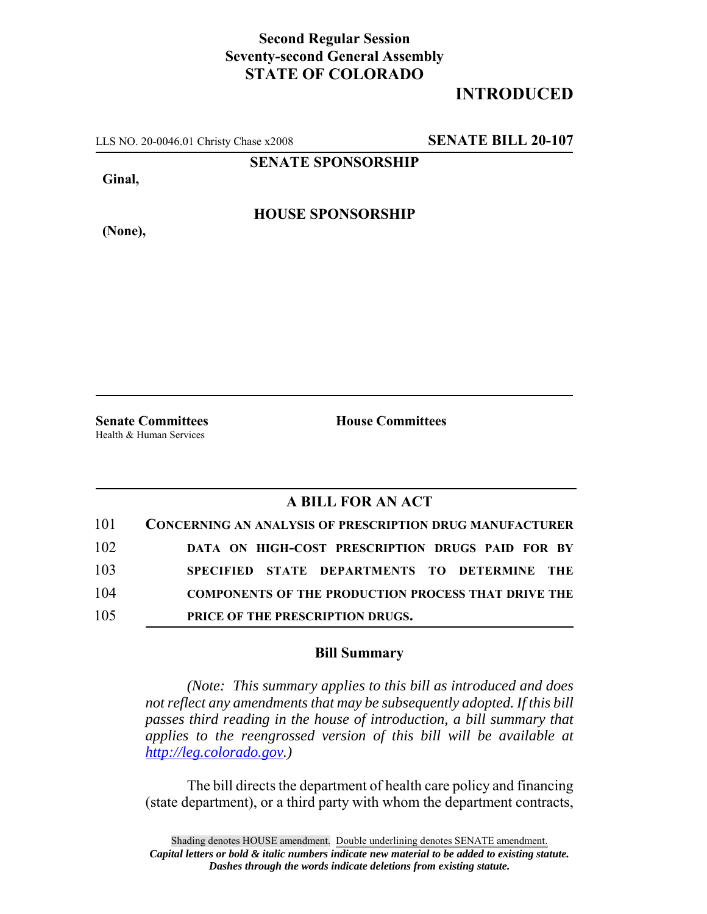**Second Regular Session**
**Seventy-second General Assembly**
**STATE OF COLORADO**

# INTRODUCTED

LLS NO. 20-0046.01 Christy Chase x2008 **SENATE BILL 20-107**

**SENATE SPONSORSHIP**

**Ginal,**

**HOUSE SPONSORSHIP**

**(None),**

**Senate Committees**
Health & Human Services

**House Committees**

## A BILL FOR AN ACT

101 **CONCERNING AN ANALYSIS OF PRESCRIPTION DRUG MANUFACTURER**
102 **DATA ON HIGH-COST PRESCRIPTION DRUGS PAID FOR BY**
103 **SPECIFIED STATE DEPARTMENTS TO DETERMINE THE**
104 **COMPONENTS OF THE PRODUCTION PROCESS THAT DRIVE THE**
105 **PRICE OF THE PRESCRIPTION DRUGS.**

### Bill Summary

*(Note: This summary applies to this bill as introduced and does not reflect any amendments that may be subsequently adopted. If this bill passes third reading in the house of introduction, a bill summary that applies to the reengrossed version of this bill will be available at http://leg.colorado.gov.)*

The bill directs the department of health care policy and financing (state department), or a third party with whom the department contracts,

Shading denotes HOUSE amendment. Double underlining denotes SENATE amendment.
*Capital letters or bold & italic numbers indicate new material to be added to existing statute.*
*Dashes through the words indicate deletions from existing statute.*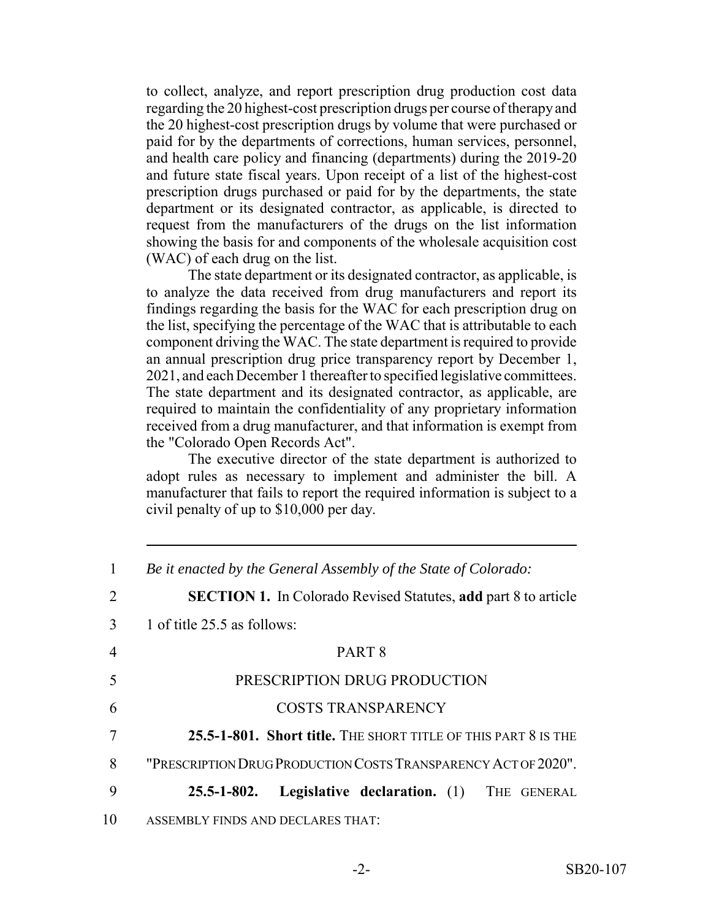to collect, analyze, and report prescription drug production cost data regarding the 20 highest-cost prescription drugs per course of therapy and the 20 highest-cost prescription drugs by volume that were purchased or paid for by the departments of corrections, human services, personnel, and health care policy and financing (departments) during the 2019-20 and future state fiscal years. Upon receipt of a list of the highest-cost prescription drugs purchased or paid for by the departments, the state department or its designated contractor, as applicable, is directed to request from the manufacturers of the drugs on the list information showing the basis for and components of the wholesale acquisition cost (WAC) of each drug on the list.

The state department or its designated contractor, as applicable, is to analyze the data received from drug manufacturers and report its findings regarding the basis for the WAC for each prescription drug on the list, specifying the percentage of the WAC that is attributable to each component driving the WAC. The state department is required to provide an annual prescription drug price transparency report by December 1, 2021, and each December 1 thereafter to specified legislative committees. The state department and its designated contractor, as applicable, are required to maintain the confidentiality of any proprietary information received from a drug manufacturer, and that information is exempt from the "Colorado Open Records Act".

The executive director of the state department is authorized to adopt rules as necessary to implement and administer the bill. A manufacturer that fails to report the required information is subject to a civil penalty of up to $10,000 per day.

---

1 *Be it enacted by the General Assembly of the State of Colorado:*

2 **SECTION 1.** In Colorado Revised Statutes, **add** part 8 to article

3 1 of title 25.5 as follows:

4 PART 8

5 PRESCRIPTION DRUG PRODUCTION

6 COSTS TRANSPARENCY

7 **25.5-1-801. Short title.** THE SHORT TITLE OF THIS PART 8 IS THE

8 "PRESCRIPTION DRUG PRODUCTION COSTS TRANSPARENCY ACT OF 2020".

9 **25.5-1-802. Legislative declaration.** (1) THE GENERAL

10 ASSEMBLY FINDS AND DECLARES THAT: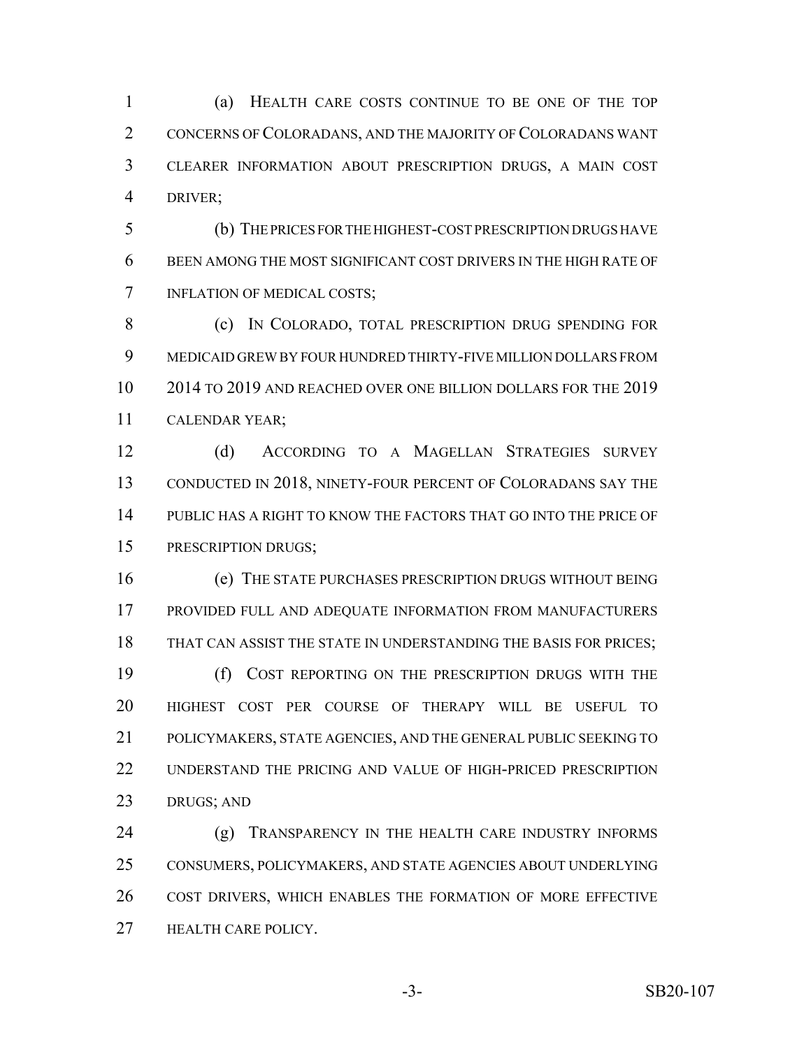(a) HEALTH CARE COSTS CONTINUE TO BE ONE OF THE TOP CONCERNS OF COLORADANS, AND THE MAJORITY OF COLORADANS WANT CLEARER INFORMATION ABOUT PRESCRIPTION DRUGS, A MAIN COST DRIVER;

(b) THE PRICES FOR THE HIGHEST-COST PRESCRIPTION DRUGS HAVE BEEN AMONG THE MOST SIGNIFICANT COST DRIVERS IN THE HIGH RATE OF INFLATION OF MEDICAL COSTS;

(c) IN COLORADO, TOTAL PRESCRIPTION DRUG SPENDING FOR MEDICAID GREW BY FOUR HUNDRED THIRTY-FIVE MILLION DOLLARS FROM 2014 TO 2019 AND REACHED OVER ONE BILLION DOLLARS FOR THE 2019 CALENDAR YEAR;

(d) ACCORDING TO A MAGELLAN STRATEGIES SURVEY CONDUCTED IN 2018, NINETY-FOUR PERCENT OF COLORADANS SAY THE PUBLIC HAS A RIGHT TO KNOW THE FACTORS THAT GO INTO THE PRICE OF PRESCRIPTION DRUGS;

(e) THE STATE PURCHASES PRESCRIPTION DRUGS WITHOUT BEING PROVIDED FULL AND ADEQUATE INFORMATION FROM MANUFACTURERS THAT CAN ASSIST THE STATE IN UNDERSTANDING THE BASIS FOR PRICES;

(f) COST REPORTING ON THE PRESCRIPTION DRUGS WITH THE HIGHEST COST PER COURSE OF THERAPY WILL BE USEFUL TO POLICYMAKERS, STATE AGENCIES, AND THE GENERAL PUBLIC SEEKING TO UNDERSTAND THE PRICING AND VALUE OF HIGH-PRICED PRESCRIPTION DRUGS; AND

(g) TRANSPARENCY IN THE HEALTH CARE INDUSTRY INFORMS CONSUMERS, POLICYMAKERS, AND STATE AGENCIES ABOUT UNDERLYING COST DRIVERS, WHICH ENABLES THE FORMATION OF MORE EFFECTIVE HEALTH CARE POLICY.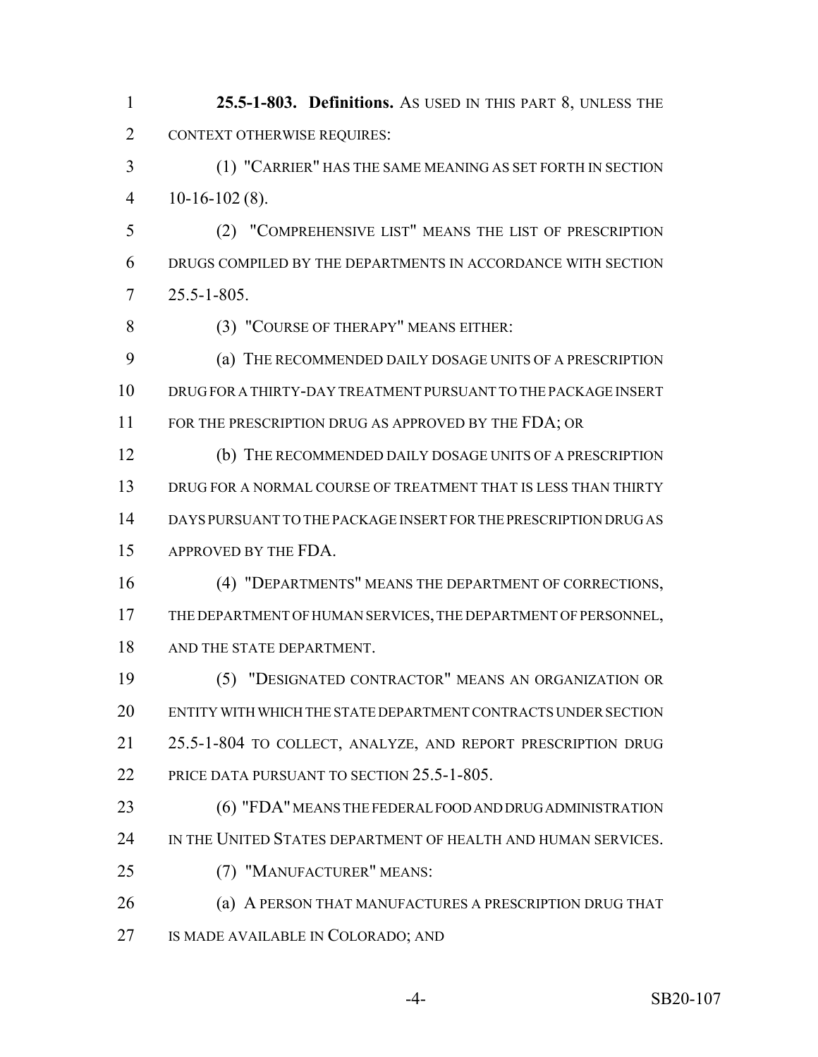**25.5-1-803. Definitions.** AS USED IN THIS PART 8, UNLESS THE CONTEXT OTHERWISE REQUIRES:

(1) "CARRIER" HAS THE SAME MEANING AS SET FORTH IN SECTION 10-16-102 (8).

(2) "COMPREHENSIVE LIST" MEANS THE LIST OF PRESCRIPTION DRUGS COMPILED BY THE DEPARTMENTS IN ACCORDANCE WITH SECTION 25.5-1-805.

(3) "COURSE OF THERAPY" MEANS EITHER:

(a) THE RECOMMENDED DAILY DOSAGE UNITS OF A PRESCRIPTION DRUG FOR A THIRTY-DAY TREATMENT PURSUANT TO THE PACKAGE INSERT FOR THE PRESCRIPTION DRUG AS APPROVED BY THE FDA; OR

(b) THE RECOMMENDED DAILY DOSAGE UNITS OF A PRESCRIPTION DRUG FOR A NORMAL COURSE OF TREATMENT THAT IS LESS THAN THIRTY DAYS PURSUANT TO THE PACKAGE INSERT FOR THE PRESCRIPTION DRUG AS APPROVED BY THE FDA.

(4) "DEPARTMENTS" MEANS THE DEPARTMENT OF CORRECTIONS, THE DEPARTMENT OF HUMAN SERVICES, THE DEPARTMENT OF PERSONNEL, AND THE STATE DEPARTMENT.

(5) "DESIGNATED CONTRACTOR" MEANS AN ORGANIZATION OR ENTITY WITH WHICH THE STATE DEPARTMENT CONTRACTS UNDER SECTION 25.5-1-804 TO COLLECT, ANALYZE, AND REPORT PRESCRIPTION DRUG PRICE DATA PURSUANT TO SECTION 25.5-1-805.

(6) "FDA" MEANS THE FEDERAL FOOD AND DRUG ADMINISTRATION IN THE UNITED STATES DEPARTMENT OF HEALTH AND HUMAN SERVICES.

(7) "MANUFACTURER" MEANS:

(a) A PERSON THAT MANUFACTURES A PRESCRIPTION DRUG THAT IS MADE AVAILABLE IN COLORADO; AND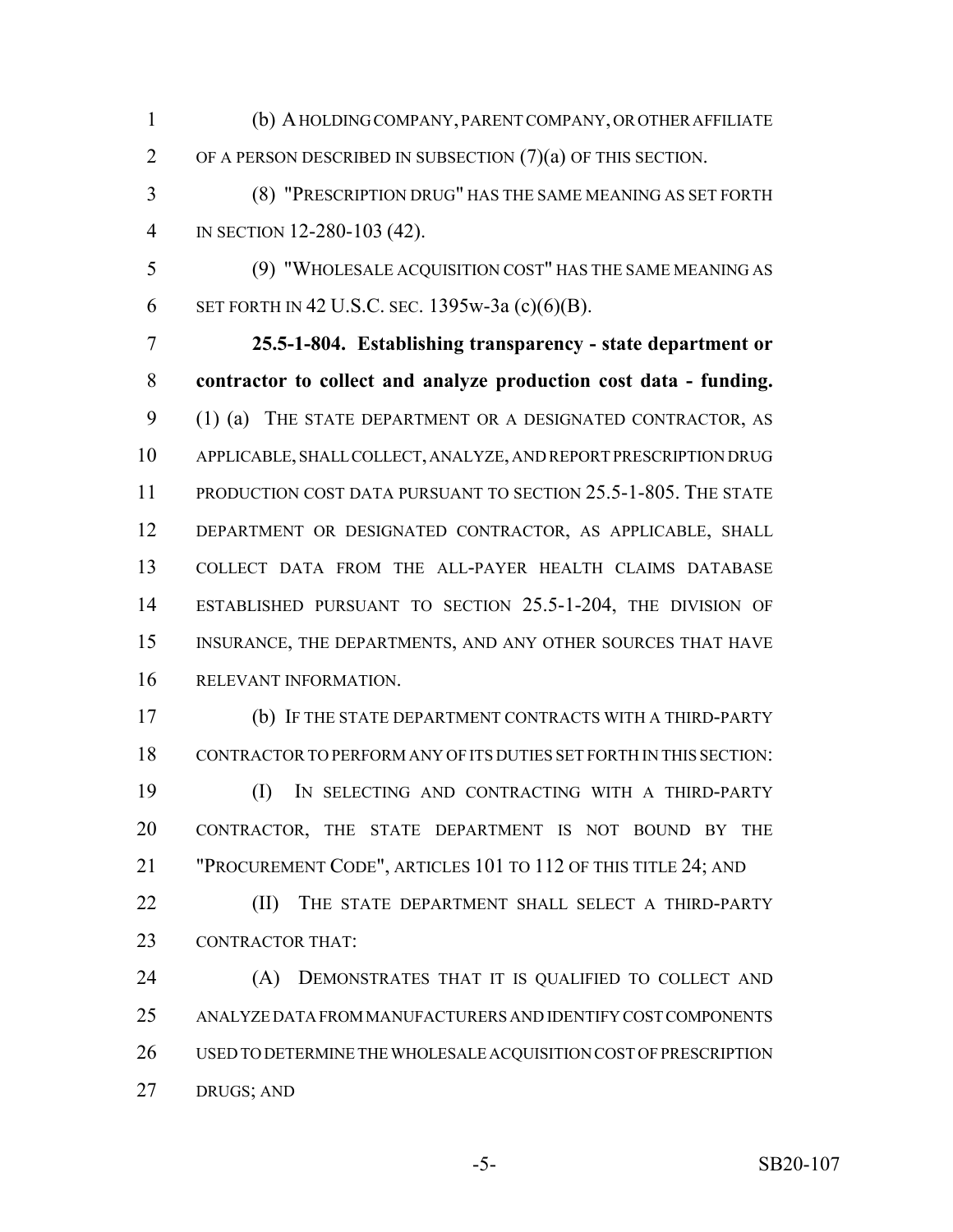(b) A HOLDING COMPANY, PARENT COMPANY, OR OTHER AFFILIATE OF A PERSON DESCRIBED IN SUBSECTION (7)(a) OF THIS SECTION.

(8) "PRESCRIPTION DRUG" HAS THE SAME MEANING AS SET FORTH IN SECTION 12-280-103 (42).

(9) "WHOLESALE ACQUISITION COST" HAS THE SAME MEANING AS SET FORTH IN 42 U.S.C. SEC. 1395w-3a (c)(6)(B).

**25.5-1-804. Establishing transparency - state department or contractor to collect and analyze production cost data - funding.** (1) (a) THE STATE DEPARTMENT OR A DESIGNATED CONTRACTOR, AS APPLICABLE, SHALL COLLECT, ANALYZE, AND REPORT PRESCRIPTION DRUG PRODUCTION COST DATA PURSUANT TO SECTION 25.5-1-805. THE STATE DEPARTMENT OR DESIGNATED CONTRACTOR, AS APPLICABLE, SHALL COLLECT DATA FROM THE ALL-PAYER HEALTH CLAIMS DATABASE ESTABLISHED PURSUANT TO SECTION 25.5-1-204, THE DIVISION OF INSURANCE, THE DEPARTMENTS, AND ANY OTHER SOURCES THAT HAVE RELEVANT INFORMATION.

(b) IF THE STATE DEPARTMENT CONTRACTS WITH A THIRD-PARTY CONTRACTOR TO PERFORM ANY OF ITS DUTIES SET FORTH IN THIS SECTION:

(I) IN SELECTING AND CONTRACTING WITH A THIRD-PARTY CONTRACTOR, THE STATE DEPARTMENT IS NOT BOUND BY THE "PROCUREMENT CODE", ARTICLES 101 TO 112 OF THIS TITLE 24; AND

(II) THE STATE DEPARTMENT SHALL SELECT A THIRD-PARTY CONTRACTOR THAT:

(A) DEMONSTRATES THAT IT IS QUALIFIED TO COLLECT AND ANALYZE DATA FROM MANUFACTURERS AND IDENTIFY COST COMPONENTS USED TO DETERMINE THE WHOLESALE ACQUISITION COST OF PRESCRIPTION DRUGS; AND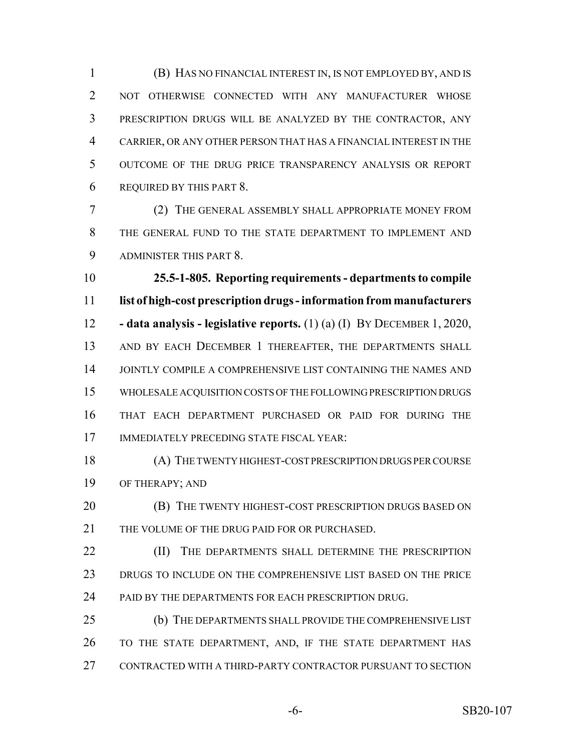(B) HAS NO FINANCIAL INTEREST IN, IS NOT EMPLOYED BY, AND IS NOT OTHERWISE CONNECTED WITH ANY MANUFACTURER WHOSE PRESCRIPTION DRUGS WILL BE ANALYZED BY THE CONTRACTOR, ANY CARRIER, OR ANY OTHER PERSON THAT HAS A FINANCIAL INTEREST IN THE OUTCOME OF THE DRUG PRICE TRANSPARENCY ANALYSIS OR REPORT REQUIRED BY THIS PART 8.

(2) THE GENERAL ASSEMBLY SHALL APPROPRIATE MONEY FROM THE GENERAL FUND TO THE STATE DEPARTMENT TO IMPLEMENT AND ADMINISTER THIS PART 8.

**25.5-1-805. Reporting requirements - departments to compile list of high-cost prescription drugs - information from manufacturers - data analysis - legislative reports.** (1) (a) (I) BY DECEMBER 1, 2020, AND BY EACH DECEMBER 1 THEREAFTER, THE DEPARTMENTS SHALL JOINTLY COMPILE A COMPREHENSIVE LIST CONTAINING THE NAMES AND WHOLESALE ACQUISITION COSTS OF THE FOLLOWING PRESCRIPTION DRUGS THAT EACH DEPARTMENT PURCHASED OR PAID FOR DURING THE IMMEDIATELY PRECEDING STATE FISCAL YEAR:

(A) THE TWENTY HIGHEST-COST PRESCRIPTION DRUGS PER COURSE OF THERAPY; AND

(B) THE TWENTY HIGHEST-COST PRESCRIPTION DRUGS BASED ON THE VOLUME OF THE DRUG PAID FOR OR PURCHASED.

(II) THE DEPARTMENTS SHALL DETERMINE THE PRESCRIPTION DRUGS TO INCLUDE ON THE COMPREHENSIVE LIST BASED ON THE PRICE PAID BY THE DEPARTMENTS FOR EACH PRESCRIPTION DRUG.

(b) THE DEPARTMENTS SHALL PROVIDE THE COMPREHENSIVE LIST TO THE STATE DEPARTMENT, AND, IF THE STATE DEPARTMENT HAS CONTRACTED WITH A THIRD-PARTY CONTRACTOR PURSUANT TO SECTION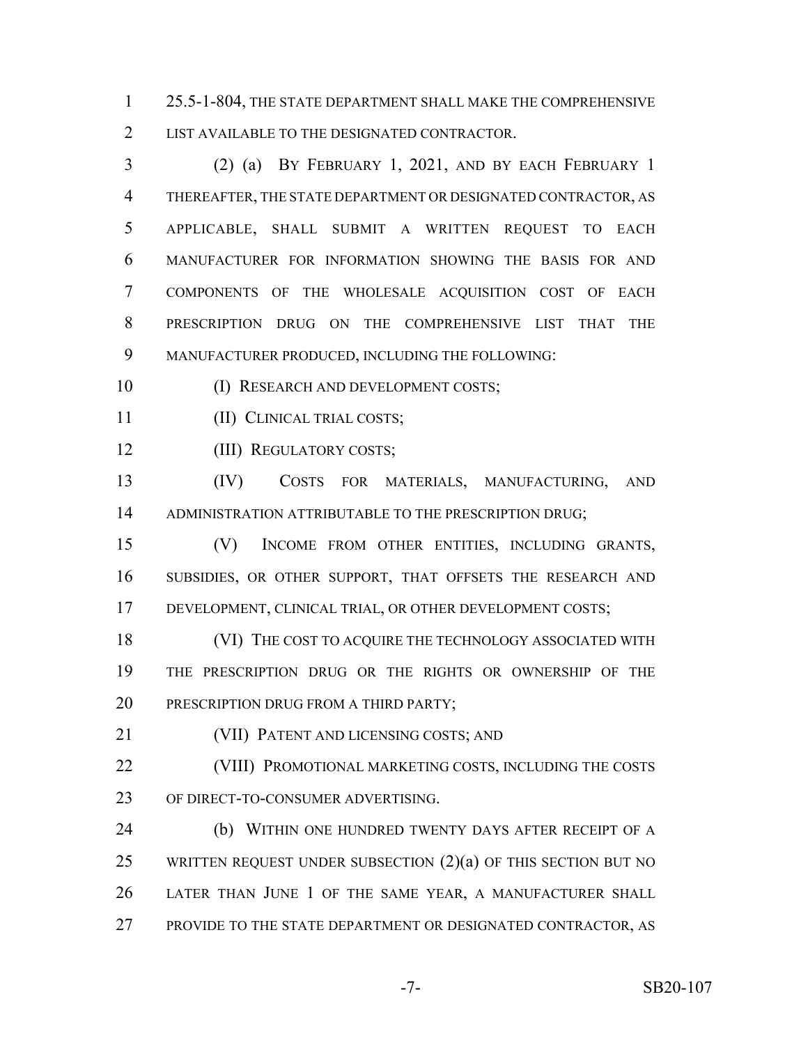25.5-1-804, THE STATE DEPARTMENT SHALL MAKE THE COMPREHENSIVE LIST AVAILABLE TO THE DESIGNATED CONTRACTOR.

(2) (a) BY FEBRUARY 1, 2021, AND BY EACH FEBRUARY 1 THEREAFTER, THE STATE DEPARTMENT OR DESIGNATED CONTRACTOR, AS APPLICABLE, SHALL SUBMIT A WRITTEN REQUEST TO EACH MANUFACTURER FOR INFORMATION SHOWING THE BASIS FOR AND COMPONENTS OF THE WHOLESALE ACQUISITION COST OF EACH PRESCRIPTION DRUG ON THE COMPREHENSIVE LIST THAT THE MANUFACTURER PRODUCED, INCLUDING THE FOLLOWING:

(I) RESEARCH AND DEVELOPMENT COSTS;

(II) CLINICAL TRIAL COSTS;

(III) REGULATORY COSTS;

(IV) COSTS FOR MATERIALS, MANUFACTURING, AND ADMINISTRATION ATTRIBUTABLE TO THE PRESCRIPTION DRUG;

(V) INCOME FROM OTHER ENTITIES, INCLUDING GRANTS, SUBSIDIES, OR OTHER SUPPORT, THAT OFFSETS THE RESEARCH AND DEVELOPMENT, CLINICAL TRIAL, OR OTHER DEVELOPMENT COSTS;

(VI) THE COST TO ACQUIRE THE TECHNOLOGY ASSOCIATED WITH THE PRESCRIPTION DRUG OR THE RIGHTS OR OWNERSHIP OF THE PRESCRIPTION DRUG FROM A THIRD PARTY;

(VII) PATENT AND LICENSING COSTS; AND

(VIII) PROMOTIONAL MARKETING COSTS, INCLUDING THE COSTS OF DIRECT-TO-CONSUMER ADVERTISING.

(b) WITHIN ONE HUNDRED TWENTY DAYS AFTER RECEIPT OF A WRITTEN REQUEST UNDER SUBSECTION (2)(a) OF THIS SECTION BUT NO LATER THAN JUNE 1 OF THE SAME YEAR, A MANUFACTURER SHALL PROVIDE TO THE STATE DEPARTMENT OR DESIGNATED CONTRACTOR, AS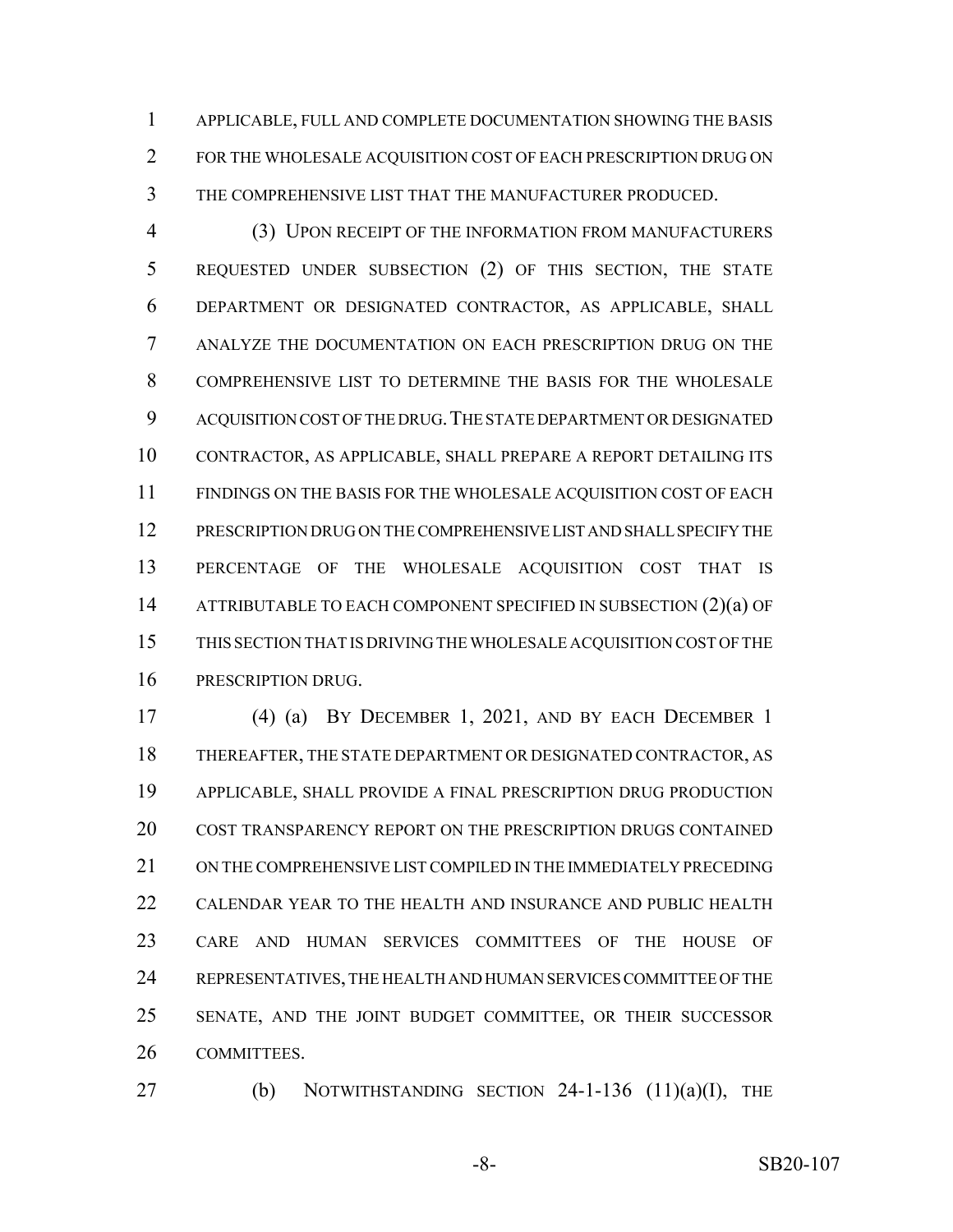APPLICABLE, FULL AND COMPLETE DOCUMENTATION SHOWING THE BASIS FOR THE WHOLESALE ACQUISITION COST OF EACH PRESCRIPTION DRUG ON THE COMPREHENSIVE LIST THAT THE MANUFACTURER PRODUCED.

(3) UPON RECEIPT OF THE INFORMATION FROM MANUFACTURERS REQUESTED UNDER SUBSECTION (2) OF THIS SECTION, THE STATE DEPARTMENT OR DESIGNATED CONTRACTOR, AS APPLICABLE, SHALL ANALYZE THE DOCUMENTATION ON EACH PRESCRIPTION DRUG ON THE COMPREHENSIVE LIST TO DETERMINE THE BASIS FOR THE WHOLESALE ACQUISITION COST OF THE DRUG. THE STATE DEPARTMENT OR DESIGNATED CONTRACTOR, AS APPLICABLE, SHALL PREPARE A REPORT DETAILING ITS FINDINGS ON THE BASIS FOR THE WHOLESALE ACQUISITION COST OF EACH PRESCRIPTION DRUG ON THE COMPREHENSIVE LIST AND SHALL SPECIFY THE PERCENTAGE OF THE WHOLESALE ACQUISITION COST THAT IS ATTRIBUTABLE TO EACH COMPONENT SPECIFIED IN SUBSECTION (2)(a) OF THIS SECTION THAT IS DRIVING THE WHOLESALE ACQUISITION COST OF THE PRESCRIPTION DRUG.

(4) (a) BY DECEMBER 1, 2021, AND BY EACH DECEMBER 1 THEREAFTER, THE STATE DEPARTMENT OR DESIGNATED CONTRACTOR, AS APPLICABLE, SHALL PROVIDE A FINAL PRESCRIPTION DRUG PRODUCTION COST TRANSPARENCY REPORT ON THE PRESCRIPTION DRUGS CONTAINED ON THE COMPREHENSIVE LIST COMPILED IN THE IMMEDIATELY PRECEDING CALENDAR YEAR TO THE HEALTH AND INSURANCE AND PUBLIC HEALTH CARE AND HUMAN SERVICES COMMITTEES OF THE HOUSE OF REPRESENTATIVES, THE HEALTH AND HUMAN SERVICES COMMITTEE OF THE SENATE, AND THE JOINT BUDGET COMMITTEE, OR THEIR SUCCESSOR COMMITTEES.

(b) NOTWITHSTANDING SECTION 24-1-136 (11)(a)(I), THE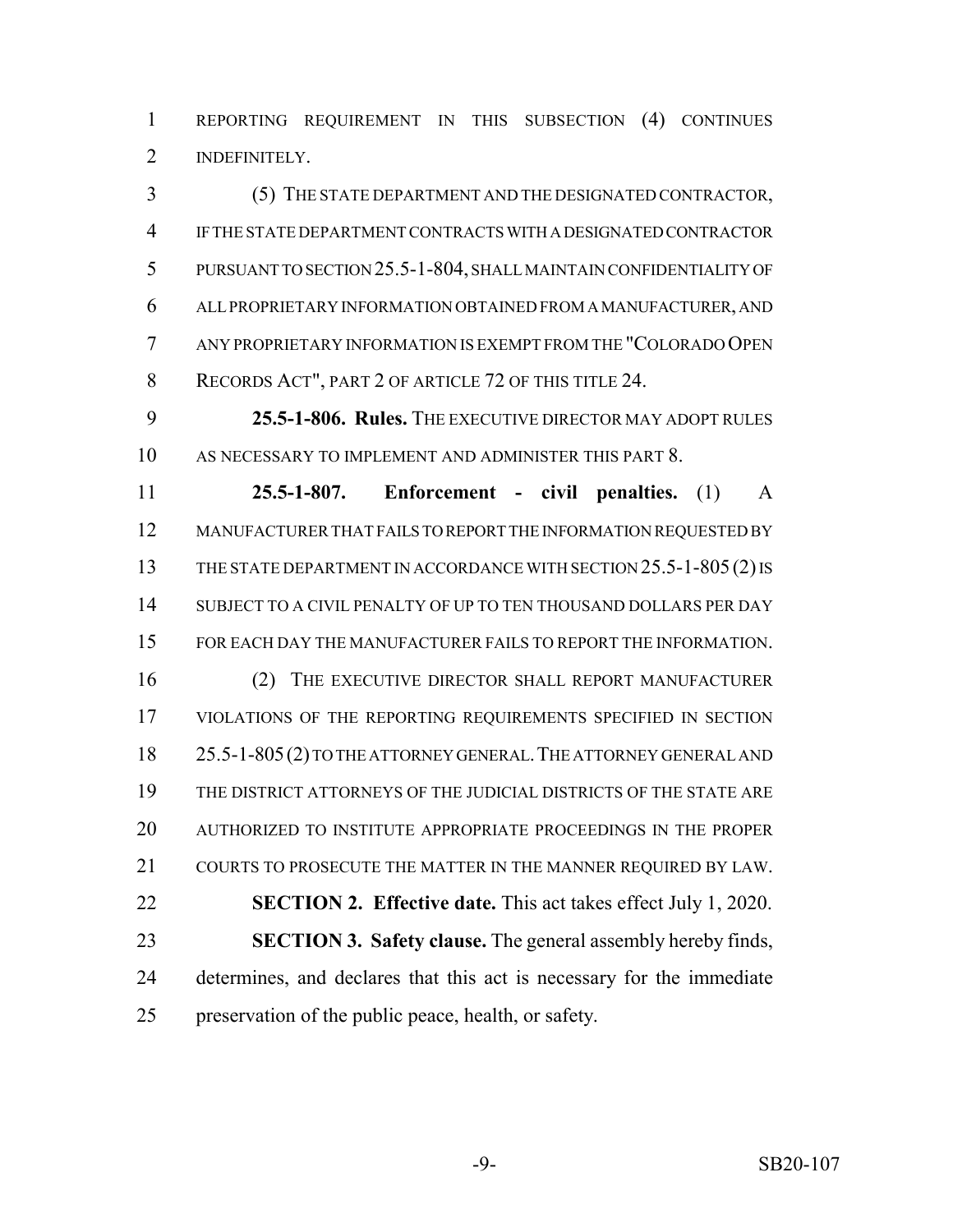REPORTING REQUIREMENT IN THIS SUBSECTION (4) CONTINUES INDEFINITELY.

(5) THE STATE DEPARTMENT AND THE DESIGNATED CONTRACTOR, IF THE STATE DEPARTMENT CONTRACTS WITH A DESIGNATED CONTRACTOR PURSUANT TO SECTION 25.5-1-804, SHALL MAINTAIN CONFIDENTIALITY OF ALL PROPRIETARY INFORMATION OBTAINED FROM A MANUFACTURER, AND ANY PROPRIETARY INFORMATION IS EXEMPT FROM THE "COLORADO OPEN RECORDS ACT", PART 2 OF ARTICLE 72 OF THIS TITLE 24.

**25.5-1-806. Rules.** THE EXECUTIVE DIRECTOR MAY ADOPT RULES AS NECESSARY TO IMPLEMENT AND ADMINISTER THIS PART 8.

**25.5-1-807. Enforcement - civil penalties.** (1) A MANUFACTURER THAT FAILS TO REPORT THE INFORMATION REQUESTED BY THE STATE DEPARTMENT IN ACCORDANCE WITH SECTION 25.5-1-805 (2) IS SUBJECT TO A CIVIL PENALTY OF UP TO TEN THOUSAND DOLLARS PER DAY FOR EACH DAY THE MANUFACTURER FAILS TO REPORT THE INFORMATION.

(2) THE EXECUTIVE DIRECTOR SHALL REPORT MANUFACTURER VIOLATIONS OF THE REPORTING REQUIREMENTS SPECIFIED IN SECTION 25.5-1-805 (2) TO THE ATTORNEY GENERAL. THE ATTORNEY GENERAL AND THE DISTRICT ATTORNEYS OF THE JUDICIAL DISTRICTS OF THE STATE ARE AUTHORIZED TO INSTITUTE APPROPRIATE PROCEEDINGS IN THE PROPER COURTS TO PROSECUTE THE MATTER IN THE MANNER REQUIRED BY LAW.

**SECTION 2. Effective date.** This act takes effect July 1, 2020.

**SECTION 3. Safety clause.** The general assembly hereby finds, determines, and declares that this act is necessary for the immediate preservation of the public peace, health, or safety.